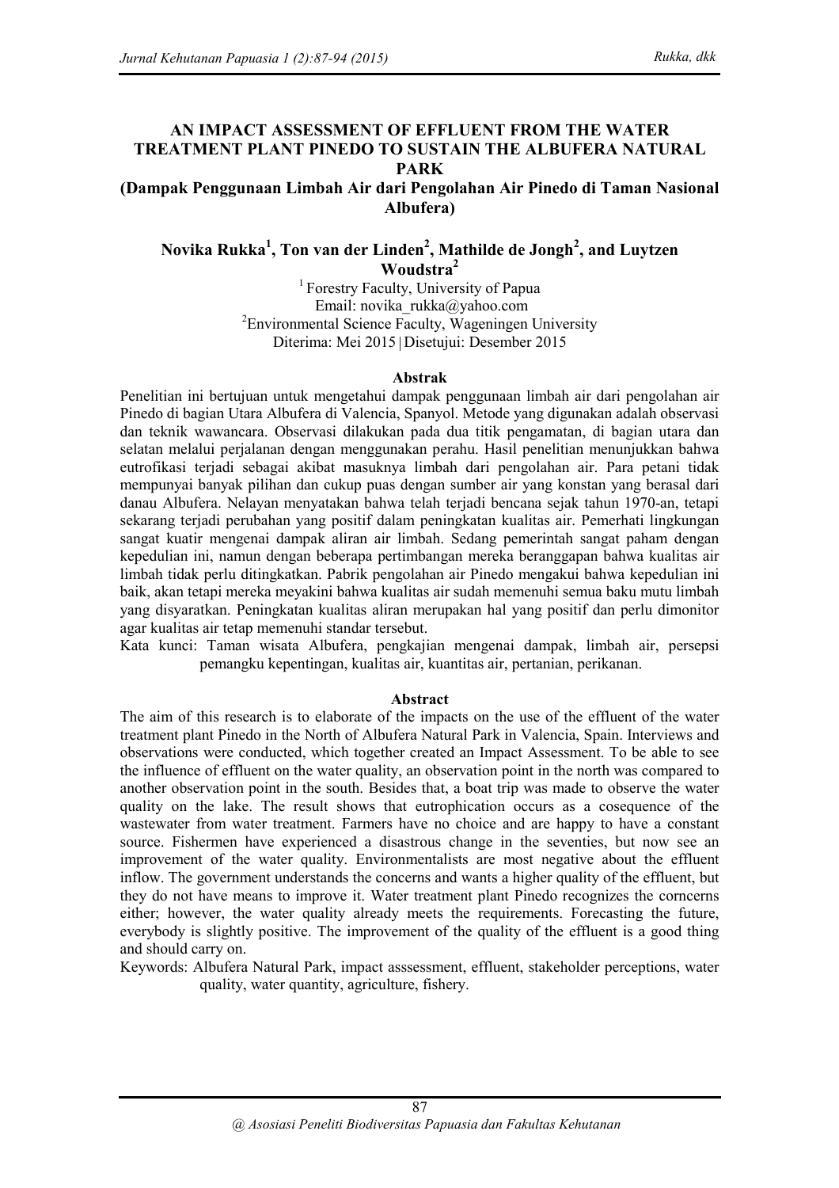# AN IMPACT ASSESSMENT OF EFFLUENT FROM THE WATER TREATMENT PLANT PINEDO TO SUSTAIN THE ALBUFERA NATURAL PARK

## (Dampak Penggunaan Limbah Air dari Pengolahan Air Pinedo di Taman Nasional Albufera)

**Novika Rukka[1], Ton van der Linden[2], Mathilde de Jongh[2], and Luytzen Woudstra[2]**

[1] Forestry Faculty, University of Papua
Email: novika_rukka@yahoo.com
[2]Environmental Science Faculty, Wageningen University
Diterima: Mei 2015 | Disetujui: Desember 2015

### Abstrak

Penelitian ini bertujuan untuk mengetahui dampak penggunaan limbah air dari pengolahan air Pinedo di bagian Utara Albufera di Valencia, Spanyol. Metode yang digunakan adalah observasi dan teknik wawancara. Observasi dilakukan pada dua titik pengamatan, di bagian utara dan selatan melalui perjalanan dengan menggunakan perahu. Hasil penelitian menunjukkan bahwa eutrofikasi terjadi sebagai akibat masuknya limbah dari pengolahan air. Para petani tidak mempunyai banyak pilihan dan cukup puas dengan sumber air yang konstan yang berasal dari danau Albufera. Nelayan menyatakan bahwa telah terjadi bencana sejak tahun 1970-an, tetapi sekarang terjadi perubahan yang positif dalam peningkatan kualitas air. Pemerhati lingkungan sangat kuatir mengenai dampak aliran air limbah. Sedang pemerintah sangat paham dengan kepedulian ini, namun dengan beberapa pertimbangan mereka beranggapan bahwa kualitas air limbah tidak perlu ditingkatkan. Pabrik pengolahan air Pinedo mengakui bahwa kepedulian ini baik, akan tetapi mereka meyakini bahwa kualitas air sudah memenuhi semua baku mutu limbah yang disyaratkan. Peningkatan kualitas aliran merupakan hal yang positif dan perlu dimonitor agar kualitas air tetap memenuhi standar tersebut.

Kata kunci: Taman wisata Albufera, pengkajian mengenai dampak, limbah air, persepsi pemangku kepentingan, kualitas air, kuantitas air, pertanian, perikanan.

### Abstract

The aim of this research is to elaborate of the impacts on the use of the effluent of the water treatment plant Pinedo in the North of Albufera Natural Park in Valencia, Spain. Interviews and observations were conducted, which together created an Impact Assessment. To be able to see the influence of effluent on the water quality, an observation point in the north was compared to another observation point in the south. Besides that, a boat trip was made to observe the water quality on the lake. The result shows that eutrophication occurs as a cosequence of the wastewater from water treatment. Farmers have no choice and are happy to have a constant source. Fishermen have experienced a disastrous change in the seventies, but now see an improvement of the water quality. Environmentalists are most negative about the effluent inflow. The government understands the concerns and wants a higher quality of the effluent, but they do not have means to improve it. Water treatment plant Pinedo recognizes the corncerns either; however, the water quality already meets the requirements. Forecasting the future, everybody is slightly positive. The improvement of the quality of the effluent is a good thing and should carry on.

Keywords: Albufera Natural Park, impact asssessment, effluent, stakeholder perceptions, water quality, water quantity, agriculture, fishery.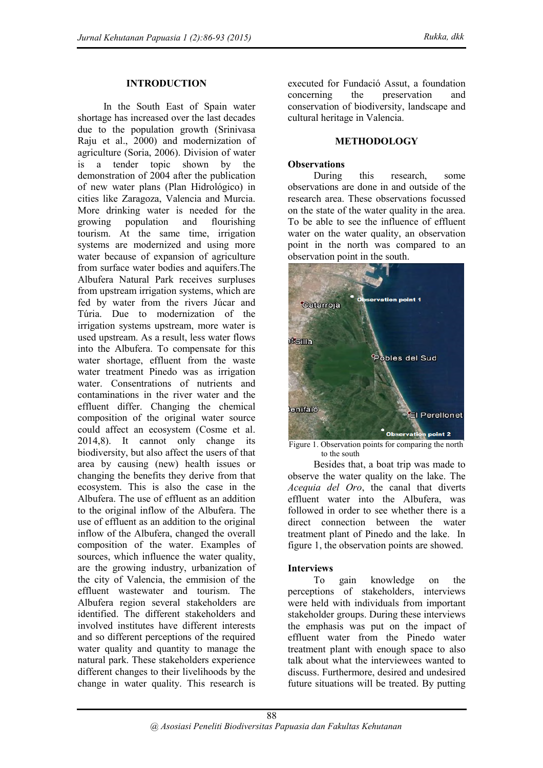## INTRODUCTION

In the South East of Spain water shortage has increased over the last decades due to the population growth (Srinivasa Raju et al., 2000) and modernization of agriculture (Soria, 2006). Division of water is a tender topic shown by the demonstration of 2004 after the publication of new water plans (Plan Hidrológico) in cities like Zaragoza, Valencia and Murcia. More drinking water is needed for the growing population and flourishing tourism. At the same time, irrigation systems are modernized and using more water because of expansion of agriculture from surface water bodies and aquifers.The Albufera Natural Park receives surpluses from upstream irrigation systems, which are fed by water from the rivers Júcar and Túria. Due to modernization of the irrigation systems upstream, more water is used upstream. As a result, less water flows into the Albufera. To compensate for this water shortage, effluent from the waste water treatment Pinedo was as irrigation water. Consentrations of nutrients and contaminations in the river water and the effluent differ. Changing the chemical composition of the original water source could affect an ecosystem (Cosme et al. 2014,8). It cannot only change its biodiversity, but also affect the users of that area by causing (new) health issues or changing the benefits they derive from that ecosystem. This is also the case in the Albufera. The use of effluent as an addition to the original inflow of the Albufera. The use of effluent as an addition to the original inflow of the Albufera, changed the overall composition of the water. Examples of sources, which influence the water quality, are the growing industry, urbanization of the city of Valencia, the emmision of the effluent wastewater and tourism. The Albufera region several stakeholders are identified. The different stakeholders and involved institutes have different interests and so different perceptions of the required water quality and quantity to manage the natural park. These stakeholders experience different changes to their livelihoods by the change in water quality. This research is executed for Fundació Assut, a foundation concerning the preservation and conservation of biodiversity, landscape and cultural heritage in Valencia.

## METHODOLOGY

### Observations

During this research, some observations are done in and outside of the research area. These observations focussed on the state of the water quality in the area. To be able to see the influence of effluent water on the water quality, an observation point in the north was compared to an observation point in the south.

Figure 1. Observation points for comparing the north to the south

Besides that, a boat trip was made to observe the water quality on the lake. The *Acequia del Oro*, the canal that diverts effluent water into the Albufera, was followed in order to see whether there is a direct connection between the water treatment plant of Pinedo and the lake. In figure 1, the observation points are showed.

### Interviews

To gain knowledge on the perceptions of stakeholders, interviews were held with individuals from important stakeholder groups. During these interviews the emphasis was put on the impact of effluent water from the Pinedo water treatment plant with enough space to also talk about what the interviewees wanted to discuss. Furthermore, desired and undesired future situations will be treated. By putting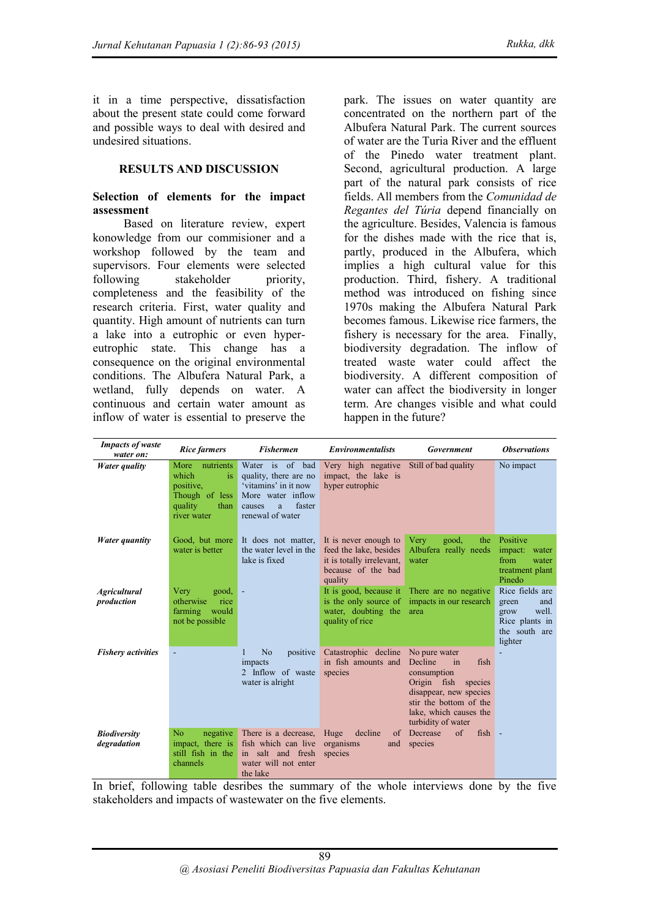it in a time perspective, dissatisfaction about the present state could come forward and possible ways to deal with desired and undesired situations.

## RESULTS AND DISCUSSION

### Selection of elements for the impact assessment

Based on literature review, expert konowledge from our commisioner and a workshop followed by the team and supervisors. Four elements were selected following stakeholder priority, completeness and the feasibility of the research criteria. First, water quality and quantity. High amount of nutrients can turn a lake into a eutrophic or even hyper-eutrophic state. This change has a consequence on the original environmental conditions. The Albufera Natural Park, a wetland, fully depends on water. A continuous and certain water amount as inflow of water is essential to preserve the park. The issues on water quantity are concentrated on the northern part of the Albufera Natural Park. The current sources of water are the Turia River and the effluent of the Pinedo water treatment plant. Second, agricultural production. A large part of the natural park consists of rice fields. All members from the *Comunidad de Regantes del Túria* depend financially on the agriculture. Besides, Valencia is famous for the dishes made with the rice that is, partly, produced in the Albufera, which implies a high cultural value for this production. Third, fishery. A traditional method was introduced on fishing since 1970s making the Albufera Natural Park becomes famous. Likewise rice farmers, the fishery is necessary for the area. Finally, biodiversity degradation. The inflow of treated waste water could affect the biodiversity. A different composition of water can affect the biodiversity in longer term. Are changes visible and what could happen in the future?

| *Impacts of waste water on:* | *Rice farmers* | *Fishermen* | *Environmentalists* | *Government* | *Observations* |
|---|---|---|---|---|---|
| *Water quality* | More nutrients which is positive, Though of less quality than river water | Water is of bad quality, there are no 'vitamins' in it now More water inflow causes a faster renewal of water | Very high negative impact, the lake is hyper eutrophic | Still of bad quality | No impact |
| *Water quantity* | Good, but more water is better | It does not matter, the water level in the lake is fixed | It is never enough to feed the lake, besides it is totally irrelevant, because of the bad quality | Very good, the Albufera really needs water | Positive impact: water from water treatment plant Pinedo |
| *Agricultural production* | Very good, otherwise rice farming would not be possible | - | It is good, because it is the only source of water, doubting the quality of rice | There are no negative impacts in our research area | Rice fields are green and grow well. Rice plants in the south are lighter |
| *Fishery activities* | - | 1 No positive impacts<br>2 Inflow of waste water is alright | Catastrophic decline in fish amounts and species | No pure water<br>Decline in fish consumption<br>Origin fish species disappear, new species stir the bottom of the lake, which causes the turbidity of water | - |
| *Biodiversity degradation* | No negative impact, there is still fish in the channels | There is a decrease, fish which can live in salt and fresh water will not enter the lake | Huge decline of organisms and species | Decrease of fish species | - |

In brief, following table desribes the summary of the whole interviews done by the five stakeholders and impacts of wastewater on the five elements.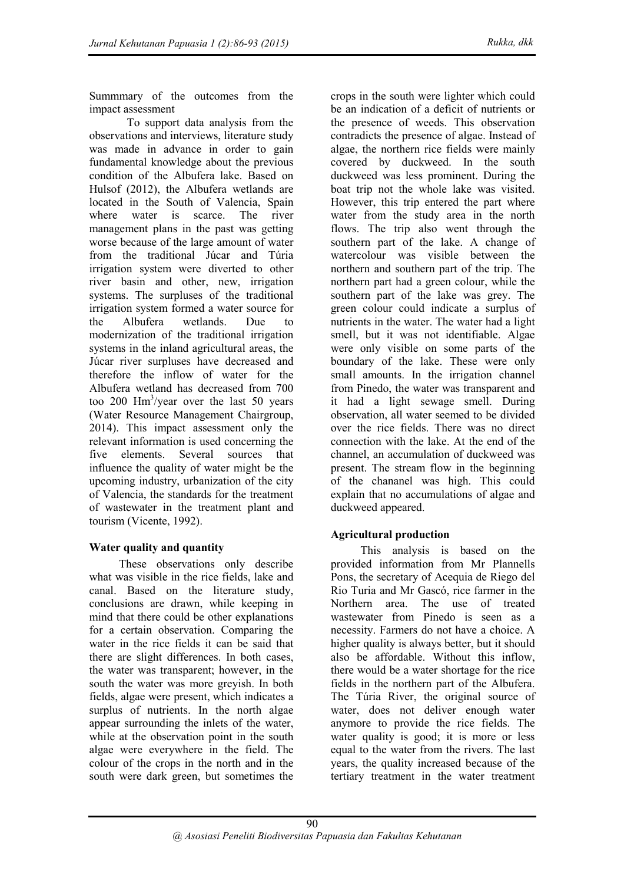Summmary of the outcomes from the impact assessment

To support data analysis from the observations and interviews, literature study was made in advance in order to gain fundamental knowledge about the previous condition of the Albufera lake. Based on Hulsof (2012), the Albufera wetlands are located in the South of Valencia, Spain where water is scarce. The river management plans in the past was getting worse because of the large amount of water from the traditional Júcar and Túria irrigation system were diverted to other river basin and other, new, irrigation systems. The surpluses of the traditional irrigation system formed a water source for the Albufera wetlands. Due to modernization of the traditional irrigation systems in the inland agricultural areas, the Júcar river surpluses have decreased and therefore the inflow of water for the Albufera wetland has decreased from 700 too 200 $Hm^3$/year over the last 50 years (Water Resource Management Chairgroup, 2014). This impact assessment only the relevant information is used concerning the five elements. Several sources that influence the quality of water might be the upcoming industry, urbanization of the city of Valencia, the standards for the treatment of wastewater in the treatment plant and tourism (Vicente, 1992).

**Water quality and quantity**

These observations only describe what was visible in the rice fields, lake and canal. Based on the literature study, conclusions are drawn, while keeping in mind that there could be other explanations for a certain observation. Comparing the water in the rice fields it can be said that there are slight differences. In both cases, the water was transparent; however, in the south the water was more greyish. In both fields, algae were present, which indicates a surplus of nutrients. In the north algae appear surrounding the inlets of the water, while at the observation point in the south algae were everywhere in the field. The colour of the crops in the north and in the south were dark green, but sometimes the crops in the south were lighter which could be an indication of a deficit of nutrients or the presence of weeds. This observation contradicts the presence of algae. Instead of algae, the northern rice fields were mainly covered by duckweed. In the south duckweed was less prominent. During the boat trip not the whole lake was visited. However, this trip entered the part where water from the study area in the north flows. The trip also went through the southern part of the lake. A change of watercolour was visible between the northern and southern part of the trip. The northern part had a green colour, while the southern part of the lake was grey. The green colour could indicate a surplus of nutrients in the water. The water had a light smell, but it was not identifiable. Algae were only visible on some parts of the boundary of the lake. These were only small amounts. In the irrigation channel from Pinedo, the water was transparent and it had a light sewage smell. During observation, all water seemed to be divided over the rice fields. There was no direct connection with the lake. At the end of the channel, an accumulation of duckweed was present. The stream flow in the beginning of the chananel was high. This could explain that no accumulations of algae and duckweed appeared.

**Agricultural production**

This analysis is based on the provided information from Mr Plannells Pons, the secretary of Acequia de Riego del Rio Turia and Mr Gascó, rice farmer in the Northern area. The use of treated wastewater from Pinedo is seen as a necessity. Farmers do not have a choice. A higher quality is always better, but it should also be affordable. Without this inflow, there would be a water shortage for the rice fields in the northern part of the Albufera. The Túria River, the original source of water, does not deliver enough water anymore to provide the rice fields. The water quality is good; it is more or less equal to the water from the rivers. The last years, the quality increased because of the tertiary treatment in the water treatment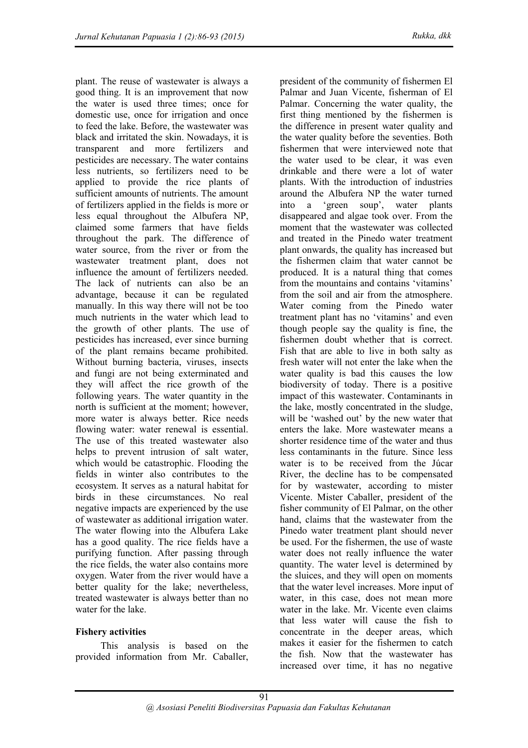plant. The reuse of wastewater is always a good thing. It is an improvement that now the water is used three times; once for domestic use, once for irrigation and once to feed the lake. Before, the wastewater was black and irritated the skin. Nowadays, it is transparent and more fertilizers and pesticides are necessary. The water contains less nutrients, so fertilizers need to be applied to provide the rice plants of sufficient amounts of nutrients. The amount of fertilizers applied in the fields is more or less equal throughout the Albufera NP, claimed some farmers that have fields throughout the park. The difference of water source, from the river or from the wastewater treatment plant, does not influence the amount of fertilizers needed. The lack of nutrients can also be an advantage, because it can be regulated manually. In this way there will not be too much nutrients in the water which lead to the growth of other plants. The use of pesticides has increased, ever since burning of the plant remains became prohibited. Without burning bacteria, viruses, insects and fungi are not being exterminated and they will affect the rice growth of the following years. The water quantity in the north is sufficient at the moment; however, more water is always better. Rice needs flowing water: water renewal is essential. The use of this treated wastewater also helps to prevent intrusion of salt water, which would be catastrophic. Flooding the fields in winter also contributes to the ecosystem. It serves as a natural habitat for birds in these circumstances. No real negative impacts are experienced by the use of wastewater as additional irrigation water. The water flowing into the Albufera Lake has a good quality. The rice fields have a purifying function. After passing through the rice fields, the water also contains more oxygen. Water from the river would have a better quality for the lake; nevertheless, treated wastewater is always better than no water for the lake.

**Fishery activities**

This analysis is based on the provided information from Mr. Caballer, president of the community of fishermen El Palmar and Juan Vicente, fisherman of El Palmar. Concerning the water quality, the first thing mentioned by the fishermen is the difference in present water quality and the water quality before the seventies. Both fishermen that were interviewed note that the water used to be clear, it was even drinkable and there were a lot of water plants. With the introduction of industries around the Albufera NP the water turned into a 'green soup', water plants disappeared and algae took over. From the moment that the wastewater was collected and treated in the Pinedo water treatment plant onwards, the quality has increased but the fishermen claim that water cannot be produced. It is a natural thing that comes from the mountains and contains 'vitamins' from the soil and air from the atmosphere. Water coming from the Pinedo water treatment plant has no 'vitamins' and even though people say the quality is fine, the fishermen doubt whether that is correct. Fish that are able to live in both salty as fresh water will not enter the lake when the water quality is bad this causes the low biodiversity of today. There is a positive impact of this wastewater. Contaminants in the lake, mostly concentrated in the sludge, will be 'washed out' by the new water that enters the lake. More wastewater means a shorter residence time of the water and thus less contaminants in the future. Since less water is to be received from the Júcar River, the decline has to be compensated for by wastewater, according to mister Vicente. Mister Caballer, president of the fisher community of El Palmar, on the other hand, claims that the wastewater from the Pinedo water treatment plant should never be used. For the fishermen, the use of waste water does not really influence the water quantity. The water level is determined by the sluices, and they will open on moments that the water level increases. More input of water, in this case, does not mean more water in the lake. Mr. Vicente even claims that less water will cause the fish to concentrate in the deeper areas, which makes it easier for the fishermen to catch the fish. Now that the wastewater has increased over time, it has no negative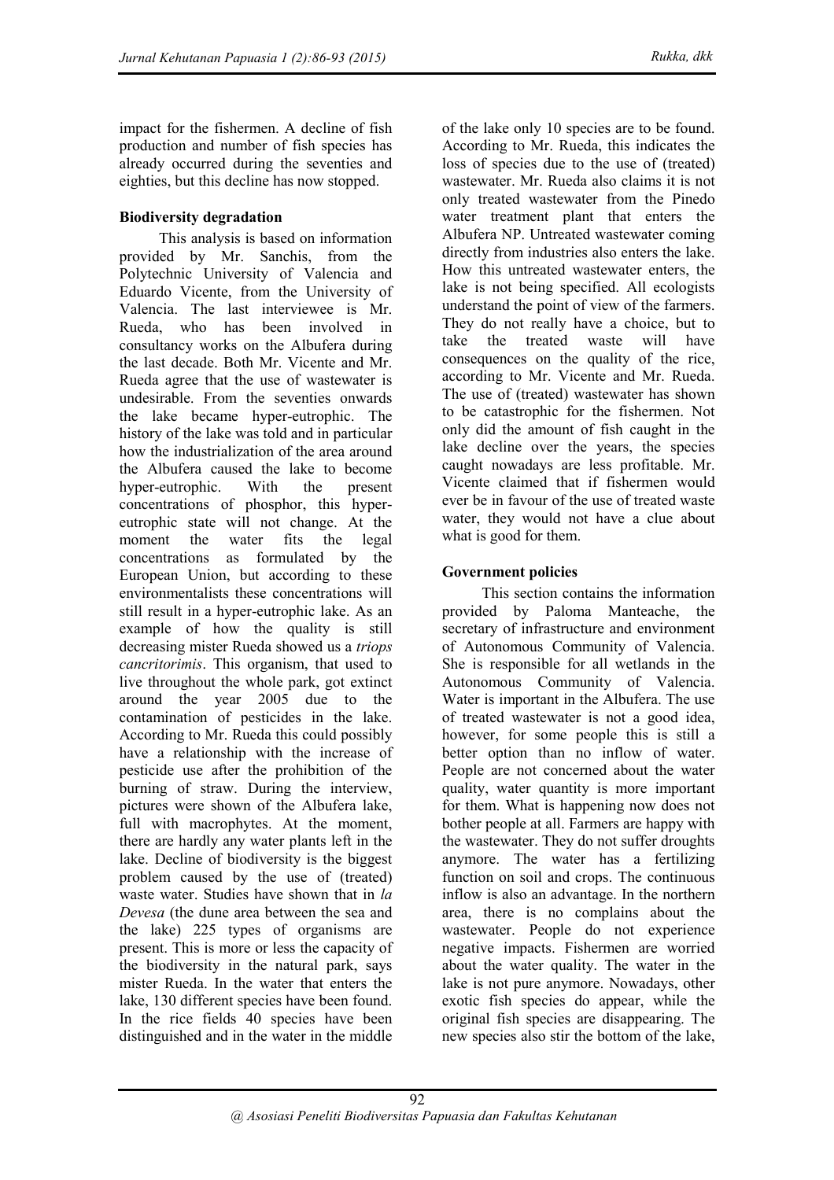impact for the fishermen. A decline of fish production and number of fish species has already occurred during the seventies and eighties, but this decline has now stopped.

**Biodiversity degradation**

This analysis is based on information provided by Mr. Sanchis, from the Polytechnic University of Valencia and Eduardo Vicente, from the University of Valencia. The last interviewee is Mr. Rueda, who has been involved in consultancy works on the Albufera during the last decade. Both Mr. Vicente and Mr. Rueda agree that the use of wastewater is undesirable. From the seventies onwards the lake became hyper-eutrophic. The history of the lake was told and in particular how the industrialization of the area around the Albufera caused the lake to become hyper-eutrophic. With the present concentrations of phosphor, this hyper-eutrophic state will not change. At the moment the water fits the legal concentrations as formulated by the European Union, but according to these environmentalists these concentrations will still result in a hyper-eutrophic lake. As an example of how the quality is still decreasing mister Rueda showed us a *triops cancritorimis*. This organism, that used to live throughout the whole park, got extinct around the year 2005 due to the contamination of pesticides in the lake. According to Mr. Rueda this could possibly have a relationship with the increase of pesticide use after the prohibition of the burning of straw. During the interview, pictures were shown of the Albufera lake, full with macrophytes. At the moment, there are hardly any water plants left in the lake. Decline of biodiversity is the biggest problem caused by the use of (treated) waste water. Studies have shown that in *la Devesa* (the dune area between the sea and the lake) 225 types of organisms are present. This is more or less the capacity of the biodiversity in the natural park, says mister Rueda. In the water that enters the lake, 130 different species have been found. In the rice fields 40 species have been distinguished and in the water in the middle of the lake only 10 species are to be found. According to Mr. Rueda, this indicates the loss of species due to the use of (treated) wastewater. Mr. Rueda also claims it is not only treated wastewater from the Pinedo water treatment plant that enters the Albufera NP. Untreated wastewater coming directly from industries also enters the lake. How this untreated wastewater enters, the lake is not being specified. All ecologists understand the point of view of the farmers. They do not really have a choice, but to take the treated waste will have consequences on the quality of the rice, according to Mr. Vicente and Mr. Rueda. The use of (treated) wastewater has shown to be catastrophic for the fishermen. Not only did the amount of fish caught in the lake decline over the years, the species caught nowadays are less profitable. Mr. Vicente claimed that if fishermen would ever be in favour of the use of treated waste water, they would not have a clue about what is good for them.

**Government policies**

This section contains the information provided by Paloma Manteache, the secretary of infrastructure and environment of Autonomous Community of Valencia. She is responsible for all wetlands in the Autonomous Community of Valencia. Water is important in the Albufera. The use of treated wastewater is not a good idea, however, for some people this is still a better option than no inflow of water. People are not concerned about the water quality, water quantity is more important for them. What is happening now does not bother people at all. Farmers are happy with the wastewater. They do not suffer droughts anymore. The water has a fertilizing function on soil and crops. The continuous inflow is also an advantage. In the northern area, there is no complains about the wastewater. People do not experience negative impacts. Fishermen are worried about the water quality. The water in the lake is not pure anymore. Nowadays, other exotic fish species do appear, while the original fish species are disappearing. The new species also stir the bottom of the lake,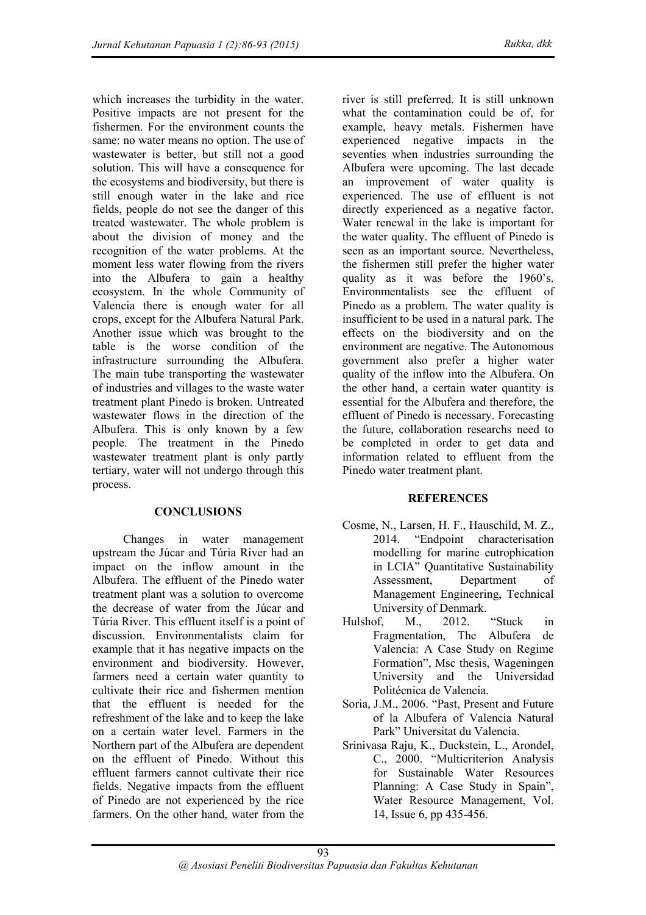which increases the turbidity in the water. Positive impacts are not present for the fishermen. For the environment counts the same: no water means no option. The use of wastewater is better, but still not a good solution. This will have a consequence for the ecosystems and biodiversity, but there is still enough water in the lake and rice fields, people do not see the danger of this treated wastewater. The whole problem is about the division of money and the recognition of the water problems. At the moment less water flowing from the rivers into the Albufera to gain a healthy ecosystem. In the whole Community of Valencia there is enough water for all crops, except for the Albufera Natural Park. Another issue which was brought to the table is the worse condition of the infrastructure surrounding the Albufera. The main tube transporting the wastewater of industries and villages to the waste water treatment plant Pinedo is broken. Untreated wastewater flows in the direction of the Albufera. This is only known by a few people. The treatment in the Pinedo wastewater treatment plant is only partly tertiary, water will not undergo through this process.

## CONCLUSIONS

Changes in water management upstream the Júcar and Túria River had an impact on the inflow amount in the Albufera. The effluent of the Pinedo water treatment plant was a solution to overcome the decrease of water from the Júcar and Túria River. This effluent itself is a point of discussion. Environmentalists claim for example that it has negative impacts on the environment and biodiversity. However, farmers need a certain water quantity to cultivate their rice and fishermen mention that the effluent is needed for the refreshment of the lake and to keep the lake on a certain water level. Farmers in the Northern part of the Albufera are dependent on the effluent of Pinedo. Without this effluent farmers cannot cultivate their rice fields. Negative impacts from the effluent of Pinedo are not experienced by the rice farmers. On the other hand, water from the river is still preferred. It is still unknown what the contamination could be of, for example, heavy metals. Fishermen have experienced negative impacts in the seventies when industries surrounding the Albufera were upcoming. The last decade an improvement of water quality is experienced. The use of effluent is not directly experienced as a negative factor. Water renewal in the lake is important for the water quality. The effluent of Pinedo is seen as an important source. Nevertheless, the fishermen still prefer the higher water quality as it was before the 1960's. Environmentalists see the effluent of Pinedo as a problem. The water quality is insufficient to be used in a natural park. The effects on the biodiversity and on the environment are negative. The Autonomous government also prefer a higher water quality of the inflow into the Albufera. On the other hand, a certain water quantity is essential for the Albufera and therefore, the effluent of Pinedo is necessary. Forecasting the future, collaboration researchs need to be completed in order to get data and information related to effluent from the Pinedo water treatment plant.

## REFERENCES

Cosme, N., Larsen, H. F., Hauschild, M. Z., 2014. "Endpoint characterisation modelling for marine eutrophication in LCIA" Quantitative Sustainability Assessment, Department of Management Engineering, Technical University of Denmark.

Hulshof, M., 2012. "Stuck in Fragmentation, The Albufera de Valencia: A Case Study on Regime Formation", Msc thesis, Wageningen University and the Universidad Politécnica de Valencia.

Soria, J.M., 2006. "Past, Present and Future of la Albufera of Valencia Natural Park" Universitat du Valencia.

Srinivasa Raju, K., Duckstein, L., Arondel, C., 2000. "Multicriterion Analysis for Sustainable Water Resources Planning: A Case Study in Spain", Water Resource Management, Vol. 14, Issue 6, pp 435-456.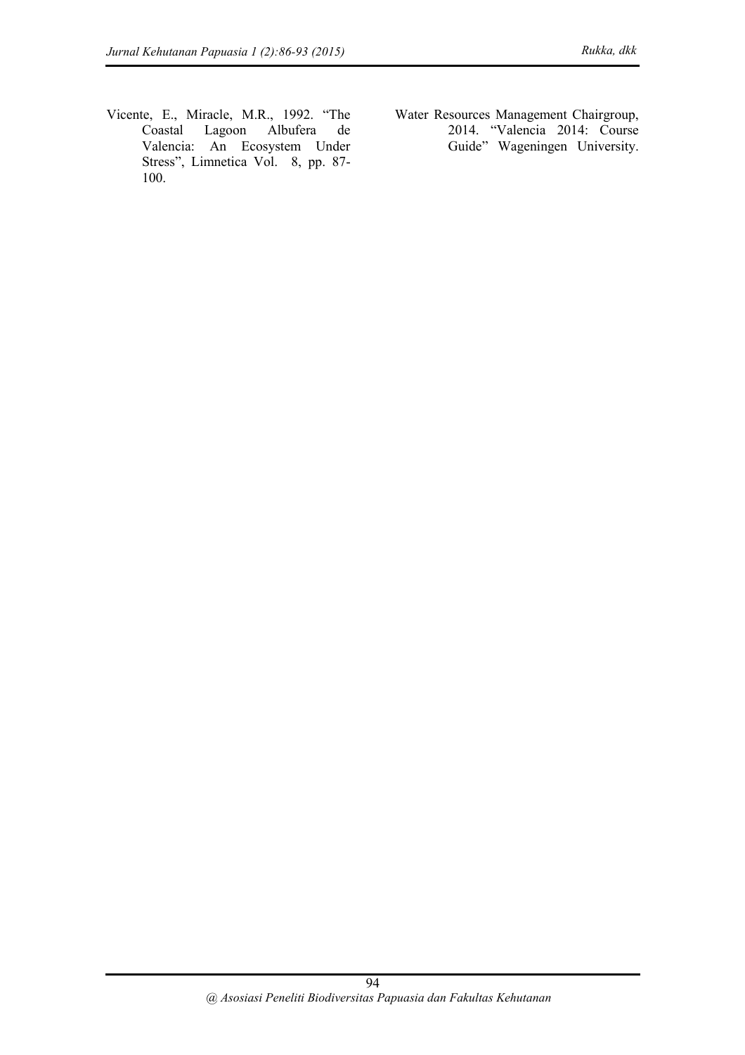Vicente, E., Miracle, M.R., 1992. "The Coastal Lagoon Albufera de Valencia: An Ecosystem Under Stress", Limnetica Vol. 8, pp. 87-100.

Water Resources Management Chairgroup, 2014. "Valencia 2014: Course Guide" Wageningen University.